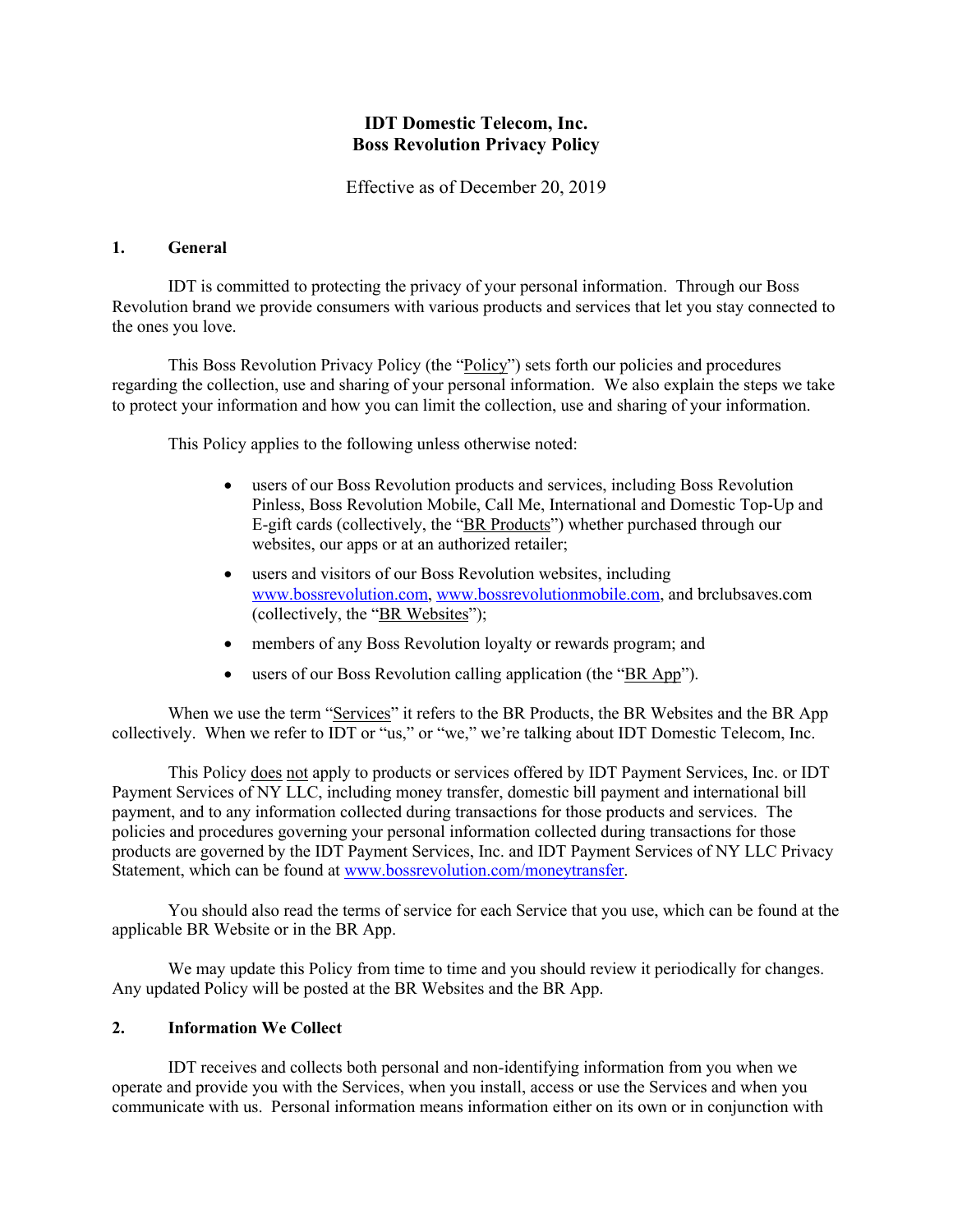# IDT Domestic Telecom, Inc.
# Boss Revolution Privacy Policy

Effective as of December 20, 2019

## 1. General

IDT is committed to protecting the privacy of your personal information. Through our Boss Revolution brand we provide consumers with various products and services that let you stay connected to the ones you love.

This Boss Revolution Privacy Policy (the "Policy") sets forth our policies and procedures regarding the collection, use and sharing of your personal information. We also explain the steps we take to protect your information and how you can limit the collection, use and sharing of your information.

This Policy applies to the following unless otherwise noted:

- users of our Boss Revolution products and services, including Boss Revolution Pinless, Boss Revolution Mobile, Call Me, International and Domestic Top-Up and E-gift cards (collectively, the "BR Products") whether purchased through our websites, our apps or at an authorized retailer;
- users and visitors of our Boss Revolution websites, including www.bossrevolution.com, www.bossrevolutionmobile.com, and brclubsaves.com (collectively, the "BR Websites");
- members of any Boss Revolution loyalty or rewards program; and
- users of our Boss Revolution calling application (the "BR App").

When we use the term "Services" it refers to the BR Products, the BR Websites and the BR App collectively. When we refer to IDT or "us," or "we," we're talking about IDT Domestic Telecom, Inc.

This Policy does not apply to products or services offered by IDT Payment Services, Inc. or IDT Payment Services of NY LLC, including money transfer, domestic bill payment and international bill payment, and to any information collected during transactions for those products and services. The policies and procedures governing your personal information collected during transactions for those products are governed by the IDT Payment Services, Inc. and IDT Payment Services of NY LLC Privacy Statement, which can be found at www.bossrevolution.com/moneytransfer.

You should also read the terms of service for each Service that you use, which can be found at the applicable BR Website or in the BR App.

We may update this Policy from time to time and you should review it periodically for changes. Any updated Policy will be posted at the BR Websites and the BR App.

## 2. Information We Collect

IDT receives and collects both personal and non-identifying information from you when we operate and provide you with the Services, when you install, access or use the Services and when you communicate with us. Personal information means information either on its own or in conjunction with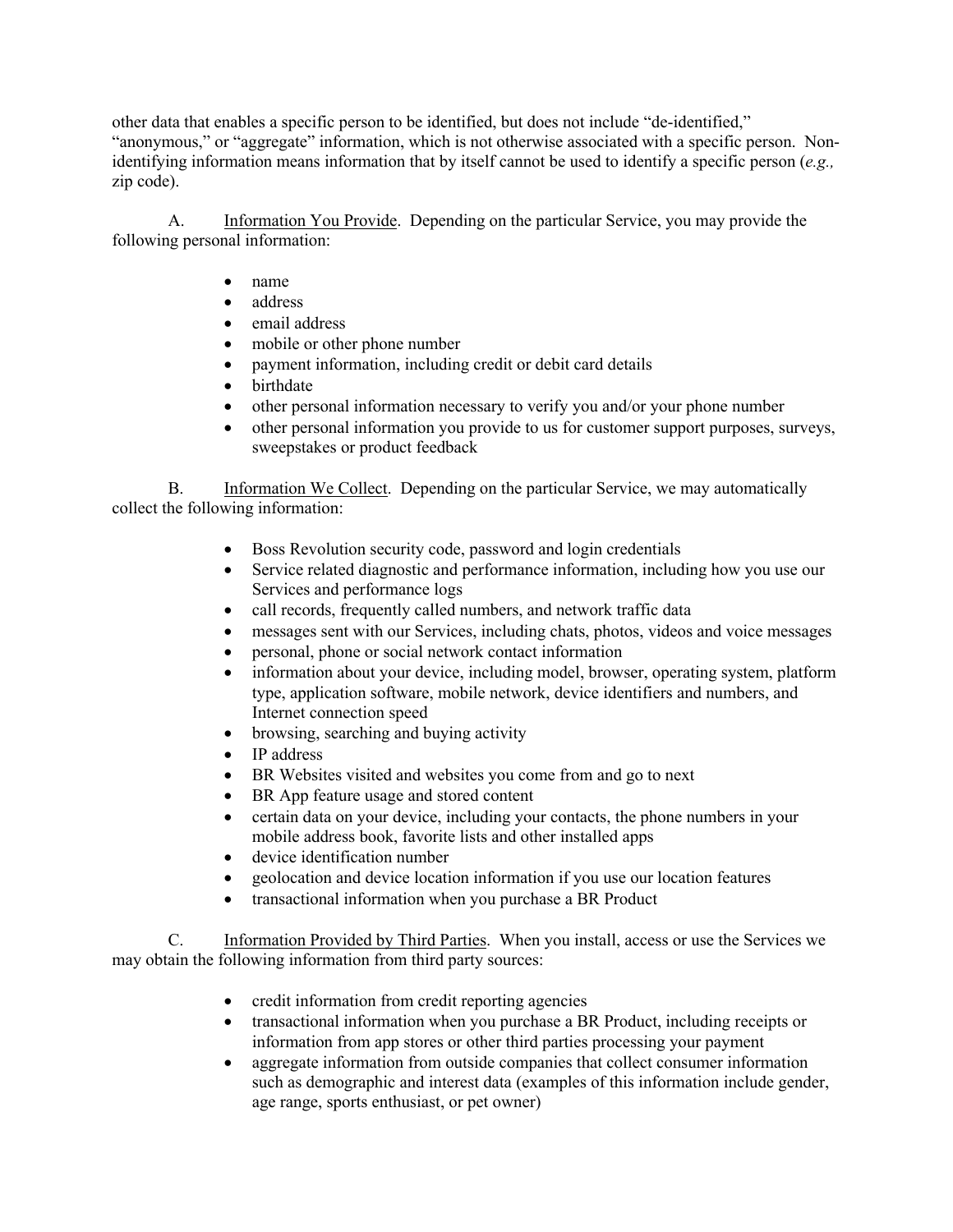other data that enables a specific person to be identified, but does not include "de-identified," "anonymous," or "aggregate" information, which is not otherwise associated with a specific person. Non-identifying information means information that by itself cannot be used to identify a specific person (*e.g.,* zip code).

A. Information You Provide. Depending on the particular Service, you may provide the following personal information:

- name
- address
- email address
- mobile or other phone number
- payment information, including credit or debit card details
- birthdate
- other personal information necessary to verify you and/or your phone number
- other personal information you provide to us for customer support purposes, surveys, sweepstakes or product feedback

B. Information We Collect. Depending on the particular Service, we may automatically collect the following information:

- Boss Revolution security code, password and login credentials
- Service related diagnostic and performance information, including how you use our Services and performance logs
- call records, frequently called numbers, and network traffic data
- messages sent with our Services, including chats, photos, videos and voice messages
- personal, phone or social network contact information
- information about your device, including model, browser, operating system, platform type, application software, mobile network, device identifiers and numbers, and Internet connection speed
- browsing, searching and buying activity
- IP address
- BR Websites visited and websites you come from and go to next
- BR App feature usage and stored content
- certain data on your device, including your contacts, the phone numbers in your mobile address book, favorite lists and other installed apps
- device identification number
- geolocation and device location information if you use our location features
- transactional information when you purchase a BR Product

C. Information Provided by Third Parties. When you install, access or use the Services we may obtain the following information from third party sources:

- credit information from credit reporting agencies
- transactional information when you purchase a BR Product, including receipts or information from app stores or other third parties processing your payment
- aggregate information from outside companies that collect consumer information such as demographic and interest data (examples of this information include gender, age range, sports enthusiast, or pet owner)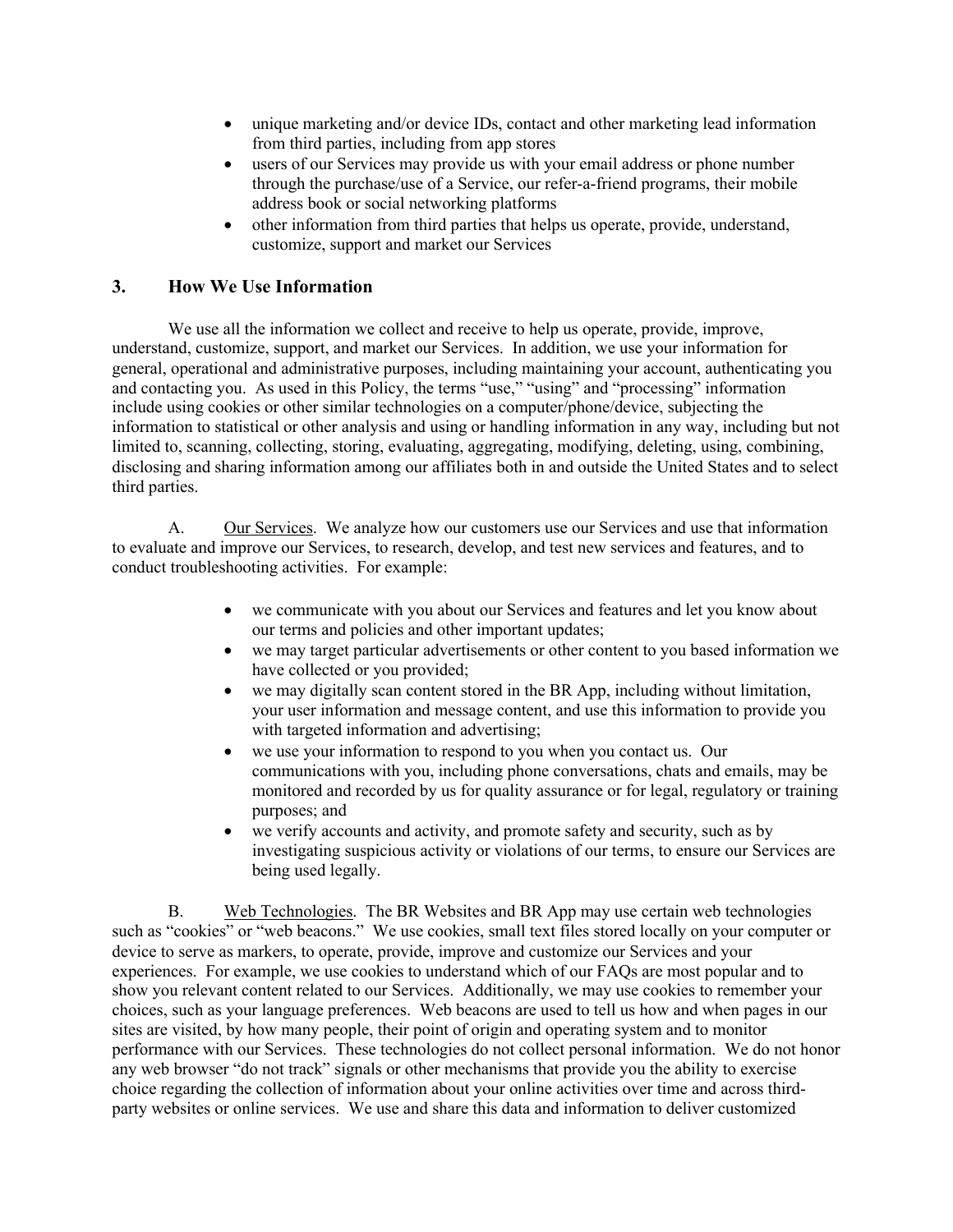- unique marketing and/or device IDs, contact and other marketing lead information from third parties, including from app stores
- users of our Services may provide us with your email address or phone number through the purchase/use of a Service, our refer-a-friend programs, their mobile address book or social networking platforms
- other information from third parties that helps us operate, provide, understand, customize, support and market our Services

## 3. How We Use Information

We use all the information we collect and receive to help us operate, provide, improve, understand, customize, support, and market our Services. In addition, we use your information for general, operational and administrative purposes, including maintaining your account, authenticating you and contacting you. As used in this Policy, the terms "use," "using" and "processing" information include using cookies or other similar technologies on a computer/phone/device, subjecting the information to statistical or other analysis and using or handling information in any way, including but not limited to, scanning, collecting, storing, evaluating, aggregating, modifying, deleting, using, combining, disclosing and sharing information among our affiliates both in and outside the United States and to select third parties.

A. Our Services. We analyze how our customers use our Services and use that information to evaluate and improve our Services, to research, develop, and test new services and features, and to conduct troubleshooting activities. For example:

- we communicate with you about our Services and features and let you know about our terms and policies and other important updates;
- we may target particular advertisements or other content to you based information we have collected or you provided;
- we may digitally scan content stored in the BR App, including without limitation, your user information and message content, and use this information to provide you with targeted information and advertising;
- we use your information to respond to you when you contact us. Our communications with you, including phone conversations, chats and emails, may be monitored and recorded by us for quality assurance or for legal, regulatory or training purposes; and
- we verify accounts and activity, and promote safety and security, such as by investigating suspicious activity or violations of our terms, to ensure our Services are being used legally.

B. Web Technologies. The BR Websites and BR App may use certain web technologies such as "cookies" or "web beacons." We use cookies, small text files stored locally on your computer or device to serve as markers, to operate, provide, improve and customize our Services and your experiences. For example, we use cookies to understand which of our FAQs are most popular and to show you relevant content related to our Services. Additionally, we may use cookies to remember your choices, such as your language preferences. Web beacons are used to tell us how and when pages in our sites are visited, by how many people, their point of origin and operating system and to monitor performance with our Services. These technologies do not collect personal information. We do not honor any web browser "do not track" signals or other mechanisms that provide you the ability to exercise choice regarding the collection of information about your online activities over time and across third-party websites or online services. We use and share this data and information to deliver customized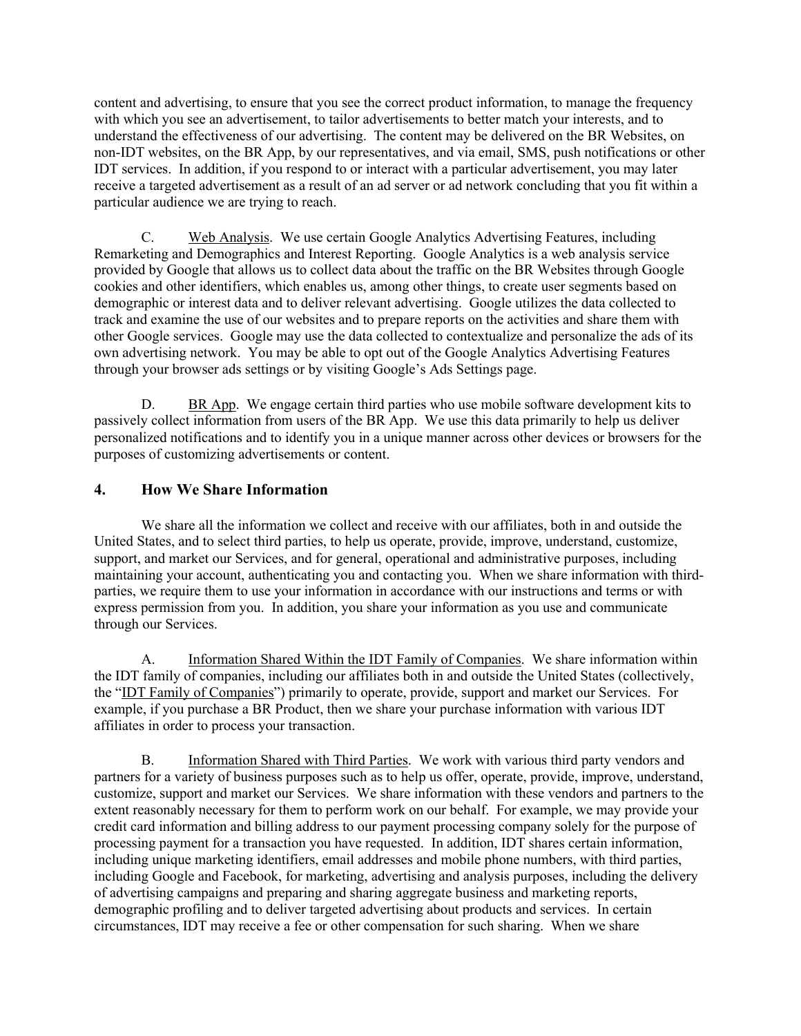content and advertising, to ensure that you see the correct product information, to manage the frequency with which you see an advertisement, to tailor advertisements to better match your interests, and to understand the effectiveness of our advertising. The content may be delivered on the BR Websites, on non-IDT websites, on the BR App, by our representatives, and via email, SMS, push notifications or other IDT services. In addition, if you respond to or interact with a particular advertisement, you may later receive a targeted advertisement as a result of an ad server or ad network concluding that you fit within a particular audience we are trying to reach.

C. Web Analysis. We use certain Google Analytics Advertising Features, including Remarketing and Demographics and Interest Reporting. Google Analytics is a web analysis service provided by Google that allows us to collect data about the traffic on the BR Websites through Google cookies and other identifiers, which enables us, among other things, to create user segments based on demographic or interest data and to deliver relevant advertising. Google utilizes the data collected to track and examine the use of our websites and to prepare reports on the activities and share them with other Google services. Google may use the data collected to contextualize and personalize the ads of its own advertising network. You may be able to opt out of the Google Analytics Advertising Features through your browser ads settings or by visiting Google's Ads Settings page.

D. BR App. We engage certain third parties who use mobile software development kits to passively collect information from users of the BR App. We use this data primarily to help us deliver personalized notifications and to identify you in a unique manner across other devices or browsers for the purposes of customizing advertisements or content.

## 4. How We Share Information

We share all the information we collect and receive with our affiliates, both in and outside the United States, and to select third parties, to help us operate, provide, improve, understand, customize, support, and market our Services, and for general, operational and administrative purposes, including maintaining your account, authenticating you and contacting you. When we share information with third-parties, we require them to use your information in accordance with our instructions and terms or with express permission from you. In addition, you share your information as you use and communicate through our Services.

A. Information Shared Within the IDT Family of Companies. We share information within the IDT family of companies, including our affiliates both in and outside the United States (collectively, the "IDT Family of Companies") primarily to operate, provide, support and market our Services. For example, if you purchase a BR Product, then we share your purchase information with various IDT affiliates in order to process your transaction.

B. Information Shared with Third Parties. We work with various third party vendors and partners for a variety of business purposes such as to help us offer, operate, provide, improve, understand, customize, support and market our Services. We share information with these vendors and partners to the extent reasonably necessary for them to perform work on our behalf. For example, we may provide your credit card information and billing address to our payment processing company solely for the purpose of processing payment for a transaction you have requested. In addition, IDT shares certain information, including unique marketing identifiers, email addresses and mobile phone numbers, with third parties, including Google and Facebook, for marketing, advertising and analysis purposes, including the delivery of advertising campaigns and preparing and sharing aggregate business and marketing reports, demographic profiling and to deliver targeted advertising about products and services. In certain circumstances, IDT may receive a fee or other compensation for such sharing. When we share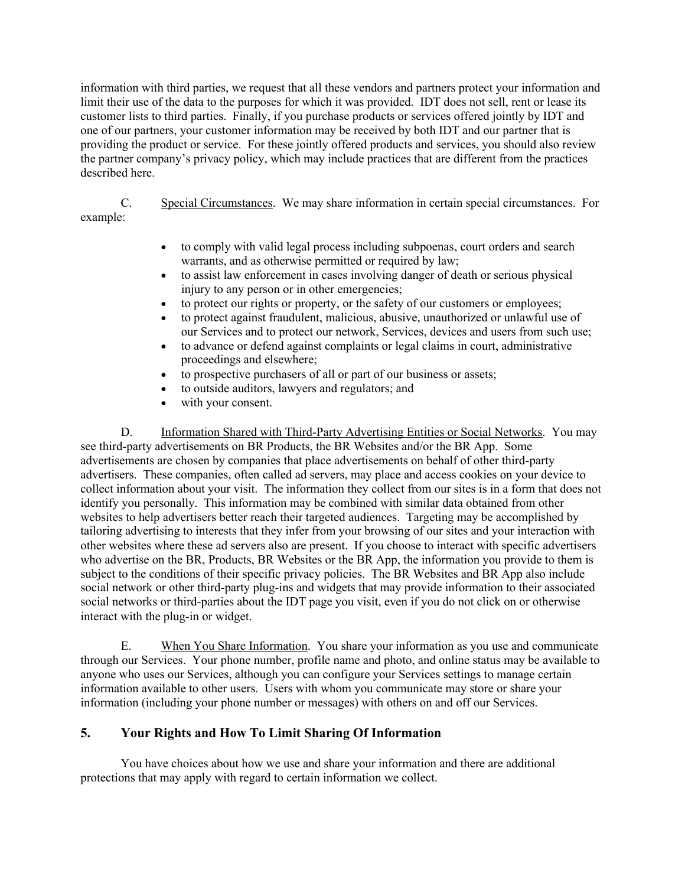information with third parties, we request that all these vendors and partners protect your information and limit their use of the data to the purposes for which it was provided. IDT does not sell, rent or lease its customer lists to third parties. Finally, if you purchase products or services offered jointly by IDT and one of our partners, your customer information may be received by both IDT and our partner that is providing the product or service. For these jointly offered products and services, you should also review the partner company's privacy policy, which may include practices that are different from the practices described here.

C. Special Circumstances. We may share information in certain special circumstances. For example:

- to comply with valid legal process including subpoenas, court orders and search warrants, and as otherwise permitted or required by law;
- to assist law enforcement in cases involving danger of death or serious physical injury to any person or in other emergencies;
- to protect our rights or property, or the safety of our customers or employees;
- to protect against fraudulent, malicious, abusive, unauthorized or unlawful use of our Services and to protect our network, Services, devices and users from such use;
- to advance or defend against complaints or legal claims in court, administrative proceedings and elsewhere;
- to prospective purchasers of all or part of our business or assets;
- to outside auditors, lawyers and regulators; and
- with your consent.

D. Information Shared with Third-Party Advertising Entities or Social Networks. You may see third-party advertisements on BR Products, the BR Websites and/or the BR App. Some advertisements are chosen by companies that place advertisements on behalf of other third-party advertisers. These companies, often called ad servers, may place and access cookies on your device to collect information about your visit. The information they collect from our sites is in a form that does not identify you personally. This information may be combined with similar data obtained from other websites to help advertisers better reach their targeted audiences. Targeting may be accomplished by tailoring advertising to interests that they infer from your browsing of our sites and your interaction with other websites where these ad servers also are present. If you choose to interact with specific advertisers who advertise on the BR, Products, BR Websites or the BR App, the information you provide to them is subject to the conditions of their specific privacy policies. The BR Websites and BR App also include social network or other third-party plug-ins and widgets that may provide information to their associated social networks or third-parties about the IDT page you visit, even if you do not click on or otherwise interact with the plug-in or widget.

E. When You Share Information. You share your information as you use and communicate through our Services. Your phone number, profile name and photo, and online status may be available to anyone who uses our Services, although you can configure your Services settings to manage certain information available to other users. Users with whom you communicate may store or share your information (including your phone number or messages) with others on and off our Services.

## 5. Your Rights and How To Limit Sharing Of Information

You have choices about how we use and share your information and there are additional protections that may apply with regard to certain information we collect.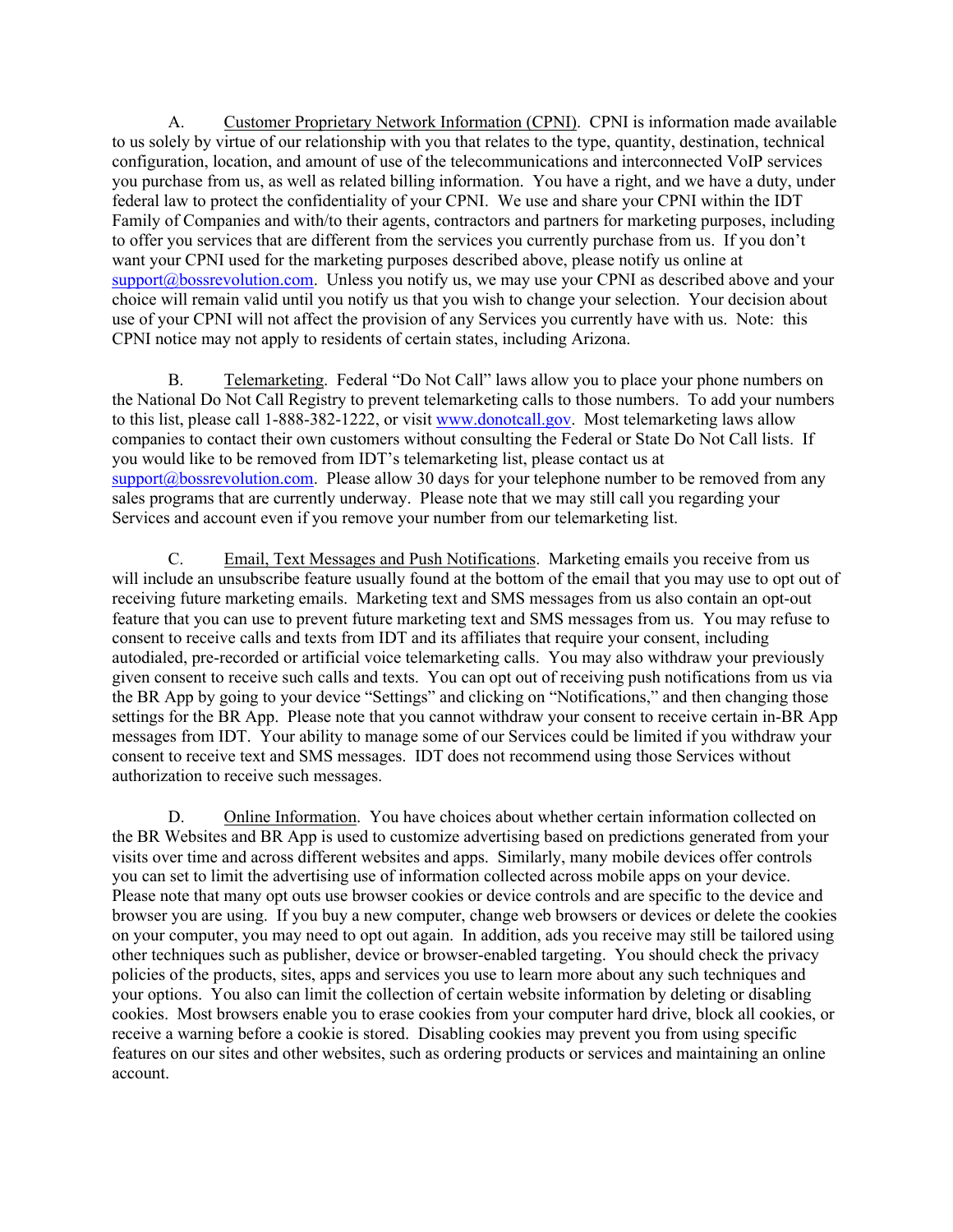A. Customer Proprietary Network Information (CPNI). CPNI is information made available to us solely by virtue of our relationship with you that relates to the type, quantity, destination, technical configuration, location, and amount of use of the telecommunications and interconnected VoIP services you purchase from us, as well as related billing information. You have a right, and we have a duty, under federal law to protect the confidentiality of your CPNI. We use and share your CPNI within the IDT Family of Companies and with/to their agents, contractors and partners for marketing purposes, including to offer you services that are different from the services you currently purchase from us. If you don't want your CPNI used for the marketing purposes described above, please notify us online at support@bossrevolution.com. Unless you notify us, we may use your CPNI as described above and your choice will remain valid until you notify us that you wish to change your selection. Your decision about use of your CPNI will not affect the provision of any Services you currently have with us. Note: this CPNI notice may not apply to residents of certain states, including Arizona.

B. Telemarketing. Federal "Do Not Call" laws allow you to place your phone numbers on the National Do Not Call Registry to prevent telemarketing calls to those numbers. To add your numbers to this list, please call 1-888-382-1222, or visit www.donotcall.gov. Most telemarketing laws allow companies to contact their own customers without consulting the Federal or State Do Not Call lists. If you would like to be removed from IDT's telemarketing list, please contact us at support@bossrevolution.com. Please allow 30 days for your telephone number to be removed from any sales programs that are currently underway. Please note that we may still call you regarding your Services and account even if you remove your number from our telemarketing list.

C. Email, Text Messages and Push Notifications. Marketing emails you receive from us will include an unsubscribe feature usually found at the bottom of the email that you may use to opt out of receiving future marketing emails. Marketing text and SMS messages from us also contain an opt-out feature that you can use to prevent future marketing text and SMS messages from us. You may refuse to consent to receive calls and texts from IDT and its affiliates that require your consent, including autodialed, pre-recorded or artificial voice telemarketing calls. You may also withdraw your previously given consent to receive such calls and texts. You can opt out of receiving push notifications from us via the BR App by going to your device "Settings" and clicking on "Notifications," and then changing those settings for the BR App. Please note that you cannot withdraw your consent to receive certain in-BR App messages from IDT. Your ability to manage some of our Services could be limited if you withdraw your consent to receive text and SMS messages. IDT does not recommend using those Services without authorization to receive such messages.

D. Online Information. You have choices about whether certain information collected on the BR Websites and BR App is used to customize advertising based on predictions generated from your visits over time and across different websites and apps. Similarly, many mobile devices offer controls you can set to limit the advertising use of information collected across mobile apps on your device. Please note that many opt outs use browser cookies or device controls and are specific to the device and browser you are using. If you buy a new computer, change web browsers or devices or delete the cookies on your computer, you may need to opt out again. In addition, ads you receive may still be tailored using other techniques such as publisher, device or browser-enabled targeting. You should check the privacy policies of the products, sites, apps and services you use to learn more about any such techniques and your options. You also can limit the collection of certain website information by deleting or disabling cookies. Most browsers enable you to erase cookies from your computer hard drive, block all cookies, or receive a warning before a cookie is stored. Disabling cookies may prevent you from using specific features on our sites and other websites, such as ordering products or services and maintaining an online account.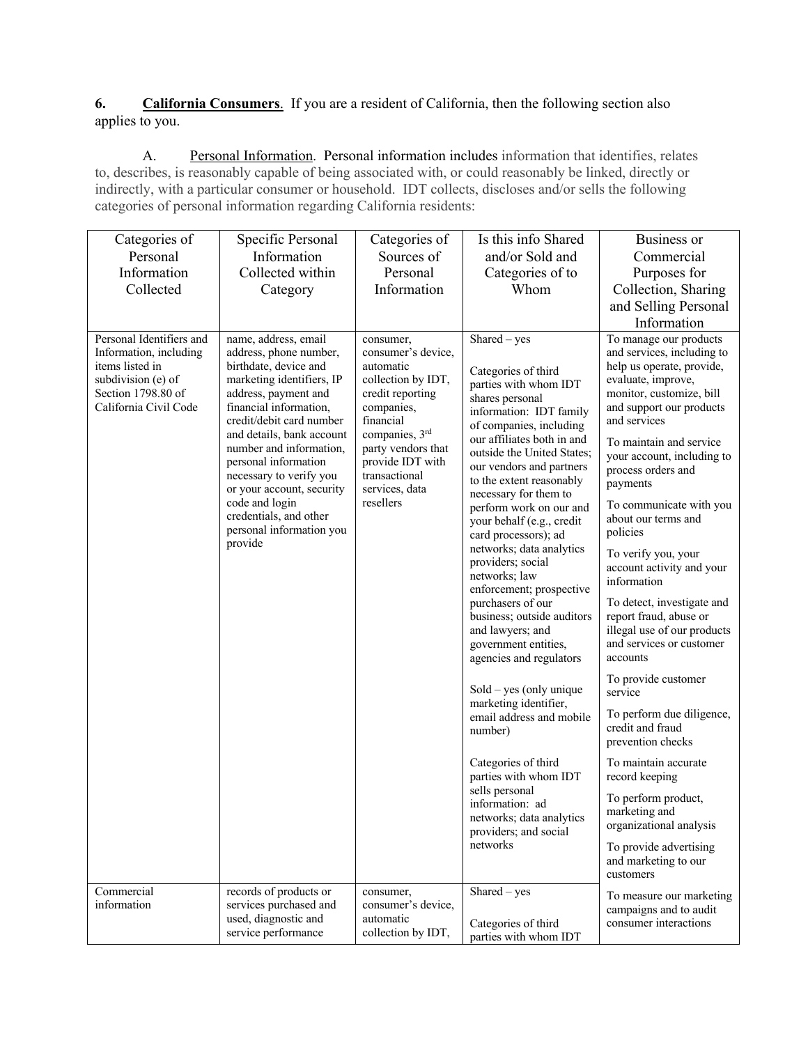**6. <u>California Consumers</u>.** If you are a resident of California, then the following section also applies to you.

A. <u>Personal Information</u>. Personal information includes information that identifies, relates to, describes, is reasonably capable of being associated with, or could reasonably be linked, directly or indirectly, with a particular consumer or household. IDT collects, discloses and/or sells the following categories of personal information regarding California residents:

| Categories of Personal Information Collected | Specific Personal Information Collected within Category | Categories of Sources of Personal Information | Is this info Shared and/or Sold and Categories of to Whom | Business or Commercial Purposes for Collection, Sharing and Selling Personal Information |
|---|---|---|---|---|
| Personal Identifiers and Information, including items listed in subdivision (e) of Section 1798.80 of California Civil Code | name, address, email address, phone number, birthdate, device and marketing identifiers, IP address, payment and financial information, credit/debit card number and details, bank account number and information, personal information necessary to verify you or your account, security code and login credentials, and other personal information you provide | consumer, consumer's device, automatic collection by IDT, credit reporting companies, financial companies, 3rd party vendors that provide IDT with transactional services, data resellers | Shared – yes<br><br>Categories of third parties with whom IDT shares personal information: IDT family of companies, including our affiliates both in and outside the United States; our vendors and partners to the extent reasonably necessary for them to perform work on our and your behalf (e.g., credit card processors); ad networks; data analytics providers; social networks; law enforcement; prospective purchasers of our business; outside auditors and lawyers; and government entities, agencies and regulators<br><br>Sold – yes (only unique marketing identifier, email address and mobile number)<br><br>Categories of third parties with whom IDT sells personal information: ad networks; data analytics providers; and social networks | To manage our products and services, including to help us operate, provide, evaluate, improve, monitor, customize, bill and support our products and services<br><br>To maintain and service your account, including to process orders and payments<br><br>To communicate with you about our terms and policies<br><br>To verify you, your account activity and your information<br><br>To detect, investigate and report fraud, abuse or illegal use of our products and services or customer accounts<br><br>To provide customer service<br><br>To perform due diligence, credit and fraud prevention checks<br><br>To maintain accurate record keeping<br><br>To perform product, marketing and organizational analysis<br><br>To provide advertising and marketing to our customers<br><br>To measure our marketing campaigns and to audit consumer interactions |
| Commercial information | records of products or services purchased and used, diagnostic and service performance | consumer, consumer's device, automatic collection by IDT, | Shared – yes<br><br>Categories of third parties with whom IDT | |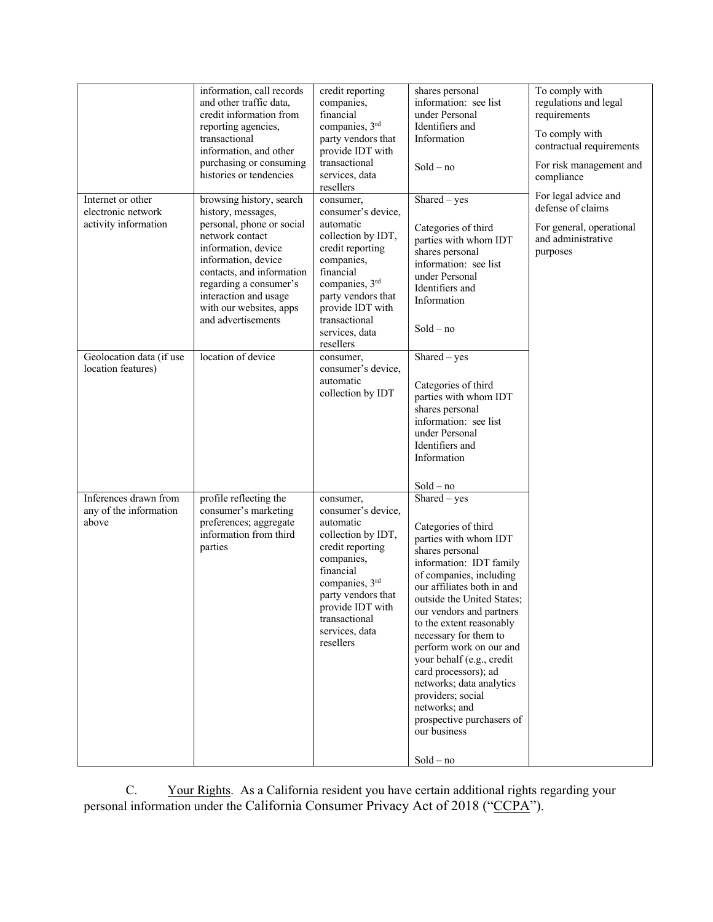|  |  |  |  |  |
|---|---|---|---|---|
|  | information, call records and other traffic data, credit information from reporting agencies, transactional information, and other purchasing or consuming histories or tendencies | credit reporting companies, financial companies, 3rd party vendors that provide IDT with transactional services, data resellers | shares personal information: see list under Personal Identifiers and Information<br><br>Sold – no | To comply with regulations and legal requirements<br><br>To comply with contractual requirements<br><br>For risk management and compliance<br><br>For legal advice and defense of claims<br><br>For general, operational and administrative purposes |
| Internet or other electronic network activity information | browsing history, search history, messages, personal, phone or social network contact information, device information, device contacts, and information regarding a consumer's interaction and usage with our websites, apps and advertisements | consumer, consumer's device, automatic collection by IDT, credit reporting companies, financial companies, 3rd party vendors that provide IDT with transactional services, data resellers | Shared – yes<br><br>Categories of third parties with whom IDT shares personal information: see list under Personal Identifiers and Information<br><br>Sold – no |  |
| Geolocation data (if use location features) | location of device | consumer, consumer's device, automatic collection by IDT | Shared – yes<br><br>Categories of third parties with whom IDT shares personal information: see list under Personal Identifiers and Information<br><br>Sold – no |  |
| Inferences drawn from any of the information above | profile reflecting the consumer's marketing preferences; aggregate information from third parties | consumer, consumer's device, automatic collection by IDT, credit reporting companies, financial companies, 3rd party vendors that provide IDT with transactional services, data resellers | Shared – yes<br><br>Categories of third parties with whom IDT shares personal information: IDT family of companies, including our affiliates both in and outside the United States; our vendors and partners to the extent reasonably necessary for them to perform work on our and your behalf (e.g., credit card processors); ad networks; data analytics providers; social networks; and prospective purchasers of our business<br><br>Sold – no |  |

C. Your Rights. As a California resident you have certain additional rights regarding your personal information under the California Consumer Privacy Act of 2018 ("CCPA").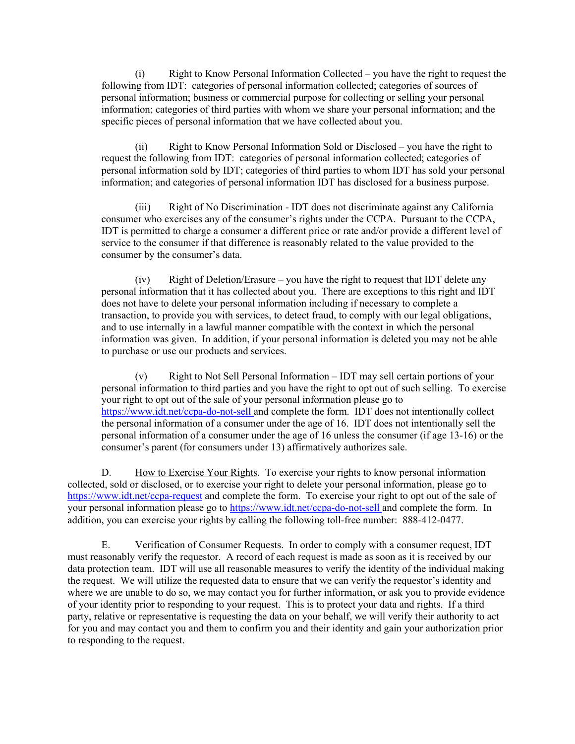(i) Right to Know Personal Information Collected – you have the right to request the following from IDT: categories of personal information collected; categories of sources of personal information; business or commercial purpose for collecting or selling your personal information; categories of third parties with whom we share your personal information; and the specific pieces of personal information that we have collected about you.

(ii) Right to Know Personal Information Sold or Disclosed – you have the right to request the following from IDT: categories of personal information collected; categories of personal information sold by IDT; categories of third parties to whom IDT has sold your personal information; and categories of personal information IDT has disclosed for a business purpose.

(iii) Right of No Discrimination - IDT does not discriminate against any California consumer who exercises any of the consumer's rights under the CCPA. Pursuant to the CCPA, IDT is permitted to charge a consumer a different price or rate and/or provide a different level of service to the consumer if that difference is reasonably related to the value provided to the consumer by the consumer's data.

(iv) Right of Deletion/Erasure – you have the right to request that IDT delete any personal information that it has collected about you. There are exceptions to this right and IDT does not have to delete your personal information including if necessary to complete a transaction, to provide you with services, to detect fraud, to comply with our legal obligations, and to use internally in a lawful manner compatible with the context in which the personal information was given. In addition, if your personal information is deleted you may not be able to purchase or use our products and services.

(v) Right to Not Sell Personal Information – IDT may sell certain portions of your personal information to third parties and you have the right to opt out of such selling. To exercise your right to opt out of the sale of your personal information please go to https://www.idt.net/ccpa-do-not-sell and complete the form. IDT does not intentionally collect the personal information of a consumer under the age of 16. IDT does not intentionally sell the personal information of a consumer under the age of 16 unless the consumer (if age 13-16) or the consumer's parent (for consumers under 13) affirmatively authorizes sale.

D. How to Exercise Your Rights. To exercise your rights to know personal information collected, sold or disclosed, or to exercise your right to delete your personal information, please go to https://www.idt.net/ccpa-request and complete the form. To exercise your right to opt out of the sale of your personal information please go to https://www.idt.net/ccpa-do-not-sell and complete the form. In addition, you can exercise your rights by calling the following toll-free number: 888-412-0477.

E. Verification of Consumer Requests. In order to comply with a consumer request, IDT must reasonably verify the requestor. A record of each request is made as soon as it is received by our data protection team. IDT will use all reasonable measures to verify the identity of the individual making the request. We will utilize the requested data to ensure that we can verify the requestor's identity and where we are unable to do so, we may contact you for further information, or ask you to provide evidence of your identity prior to responding to your request. This is to protect your data and rights. If a third party, relative or representative is requesting the data on your behalf, we will verify their authority to act for you and may contact you and them to confirm you and their identity and gain your authorization prior to responding to the request.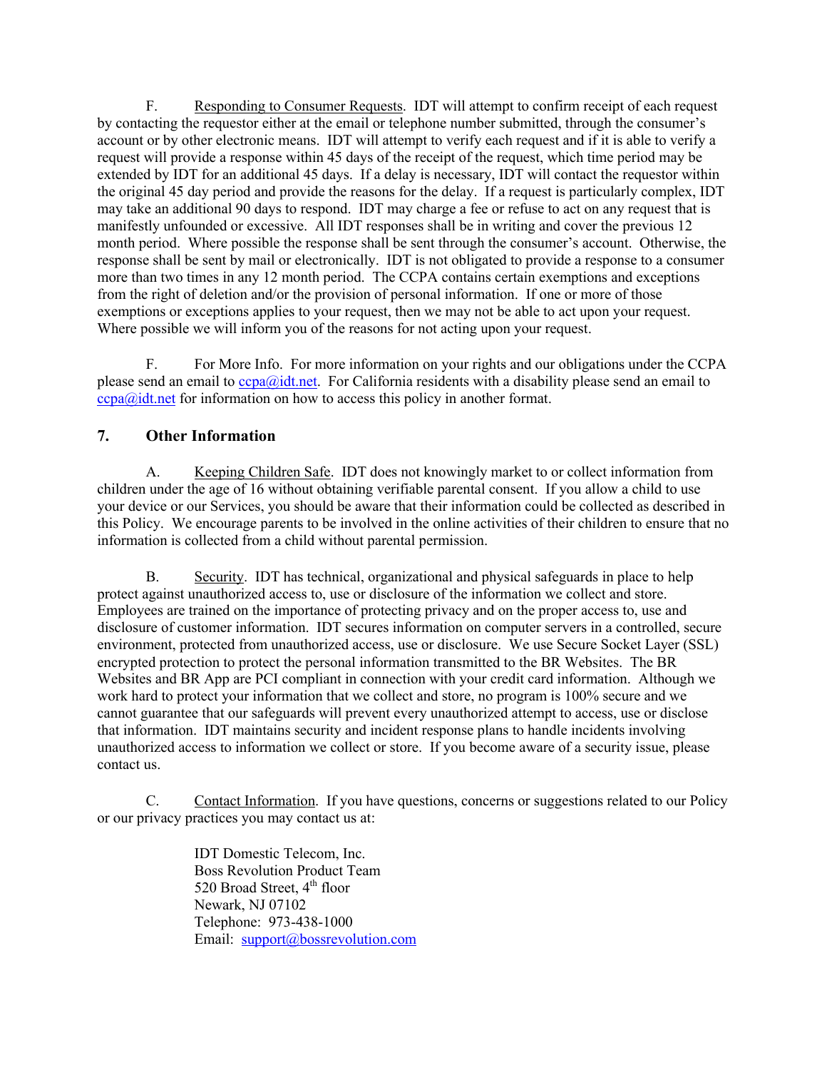F. Responding to Consumer Requests. IDT will attempt to confirm receipt of each request by contacting the requestor either at the email or telephone number submitted, through the consumer's account or by other electronic means. IDT will attempt to verify each request and if it is able to verify a request will provide a response within 45 days of the receipt of the request, which time period may be extended by IDT for an additional 45 days. If a delay is necessary, IDT will contact the requestor within the original 45 day period and provide the reasons for the delay. If a request is particularly complex, IDT may take an additional 90 days to respond. IDT may charge a fee or refuse to act on any request that is manifestly unfounded or excessive. All IDT responses shall be in writing and cover the previous 12 month period. Where possible the response shall be sent through the consumer's account. Otherwise, the response shall be sent by mail or electronically. IDT is not obligated to provide a response to a consumer more than two times in any 12 month period. The CCPA contains certain exemptions and exceptions from the right of deletion and/or the provision of personal information. If one or more of those exemptions or exceptions applies to your request, then we may not be able to act upon your request. Where possible we will inform you of the reasons for not acting upon your request.

F. For More Info. For more information on your rights and our obligations under the CCPA please send an email to ccpa@idt.net. For California residents with a disability please send an email to ccpa@idt.net for information on how to access this policy in another format.

## 7. Other Information

A. Keeping Children Safe. IDT does not knowingly market to or collect information from children under the age of 16 without obtaining verifiable parental consent. If you allow a child to use your device or our Services, you should be aware that their information could be collected as described in this Policy. We encourage parents to be involved in the online activities of their children to ensure that no information is collected from a child without parental permission.

B. Security. IDT has technical, organizational and physical safeguards in place to help protect against unauthorized access to, use or disclosure of the information we collect and store. Employees are trained on the importance of protecting privacy and on the proper access to, use and disclosure of customer information. IDT secures information on computer servers in a controlled, secure environment, protected from unauthorized access, use or disclosure. We use Secure Socket Layer (SSL) encrypted protection to protect the personal information transmitted to the BR Websites. The BR Websites and BR App are PCI compliant in connection with your credit card information. Although we work hard to protect your information that we collect and store, no program is 100% secure and we cannot guarantee that our safeguards will prevent every unauthorized attempt to access, use or disclose that information. IDT maintains security and incident response plans to handle incidents involving unauthorized access to information we collect or store. If you become aware of a security issue, please contact us.

C. Contact Information. If you have questions, concerns or suggestions related to our Policy or our privacy practices you may contact us at:

IDT Domestic Telecom, Inc.
Boss Revolution Product Team
520 Broad Street, 4th floor
Newark, NJ 07102
Telephone: 973-438-1000
Email: support@bossrevolution.com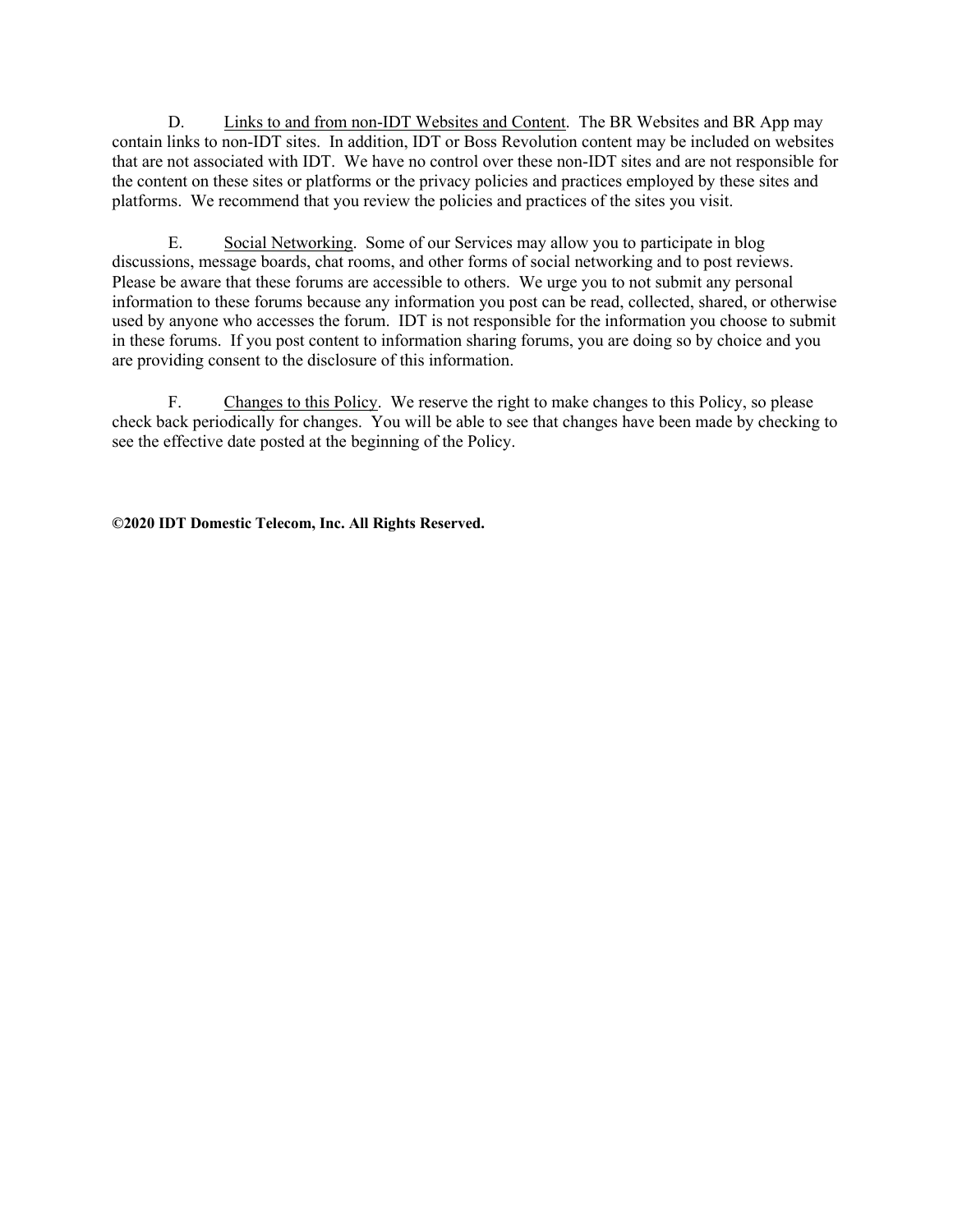D. Links to and from non-IDT Websites and Content. The BR Websites and BR App may contain links to non-IDT sites. In addition, IDT or Boss Revolution content may be included on websites that are not associated with IDT. We have no control over these non-IDT sites and are not responsible for the content on these sites or platforms or the privacy policies and practices employed by these sites and platforms. We recommend that you review the policies and practices of the sites you visit.

E. Social Networking. Some of our Services may allow you to participate in blog discussions, message boards, chat rooms, and other forms of social networking and to post reviews. Please be aware that these forums are accessible to others. We urge you to not submit any personal information to these forums because any information you post can be read, collected, shared, or otherwise used by anyone who accesses the forum. IDT is not responsible for the information you choose to submit in these forums. If you post content to information sharing forums, you are doing so by choice and you are providing consent to the disclosure of this information.

F. Changes to this Policy. We reserve the right to make changes to this Policy, so please check back periodically for changes. You will be able to see that changes have been made by checking to see the effective date posted at the beginning of the Policy.

**©2020 IDT Domestic Telecom, Inc. All Rights Reserved.**